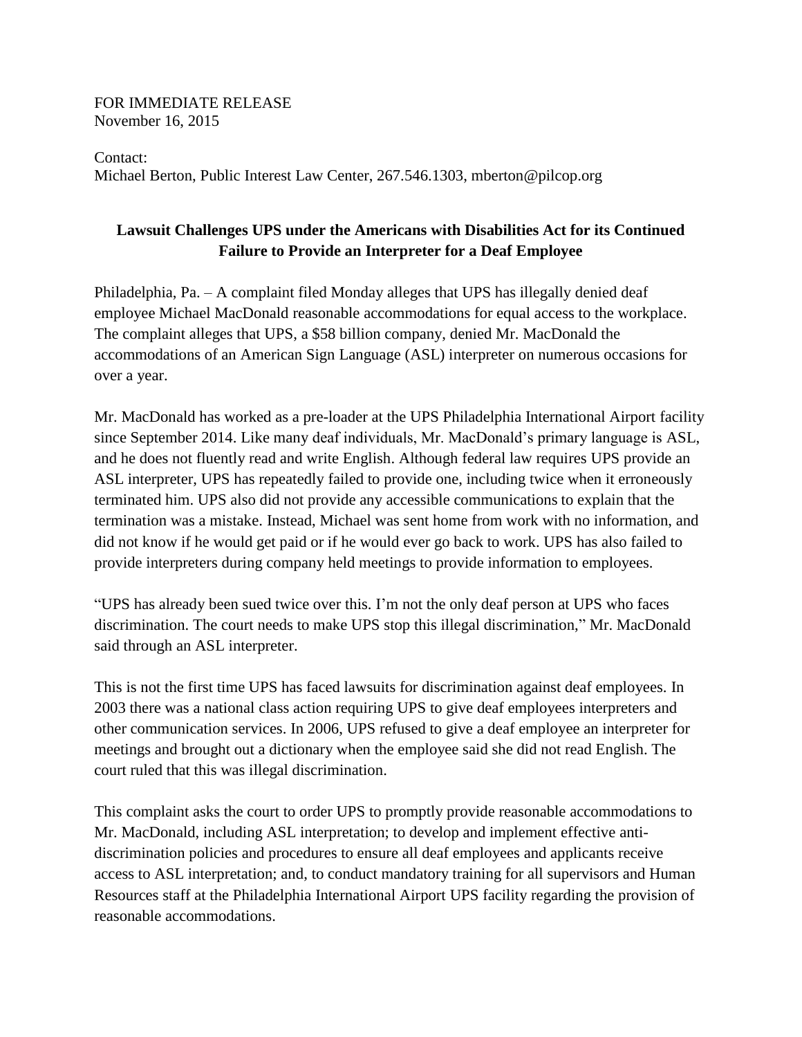FOR IMMEDIATE RELEASE
November 16, 2015

Contact:
Michael Berton, Public Interest Law Center, 267.546.1303, mberton@pilcop.org

**Lawsuit Challenges UPS under the Americans with Disabilities Act for its Continued Failure to Provide an Interpreter for a Deaf Employee**

Philadelphia, Pa. – A complaint filed Monday alleges that UPS has illegally denied deaf employee Michael MacDonald reasonable accommodations for equal access to the workplace. The complaint alleges that UPS, a $58 billion company, denied Mr. MacDonald the accommodations of an American Sign Language (ASL) interpreter on numerous occasions for over a year.

Mr. MacDonald has worked as a pre-loader at the UPS Philadelphia International Airport facility since September 2014. Like many deaf individuals, Mr. MacDonald's primary language is ASL, and he does not fluently read and write English. Although federal law requires UPS provide an ASL interpreter, UPS has repeatedly failed to provide one, including twice when it erroneously terminated him. UPS also did not provide any accessible communications to explain that the termination was a mistake. Instead, Michael was sent home from work with no information, and did not know if he would get paid or if he would ever go back to work. UPS has also failed to provide interpreters during company held meetings to provide information to employees.

"UPS has already been sued twice over this. I'm not the only deaf person at UPS who faces discrimination. The court needs to make UPS stop this illegal discrimination," Mr. MacDonald said through an ASL interpreter.

This is not the first time UPS has faced lawsuits for discrimination against deaf employees. In 2003 there was a national class action requiring UPS to give deaf employees interpreters and other communication services. In 2006, UPS refused to give a deaf employee an interpreter for meetings and brought out a dictionary when the employee said she did not read English. The court ruled that this was illegal discrimination.

This complaint asks the court to order UPS to promptly provide reasonable accommodations to Mr. MacDonald, including ASL interpretation; to develop and implement effective anti-discrimination policies and procedures to ensure all deaf employees and applicants receive access to ASL interpretation; and, to conduct mandatory training for all supervisors and Human Resources staff at the Philadelphia International Airport UPS facility regarding the provision of reasonable accommodations.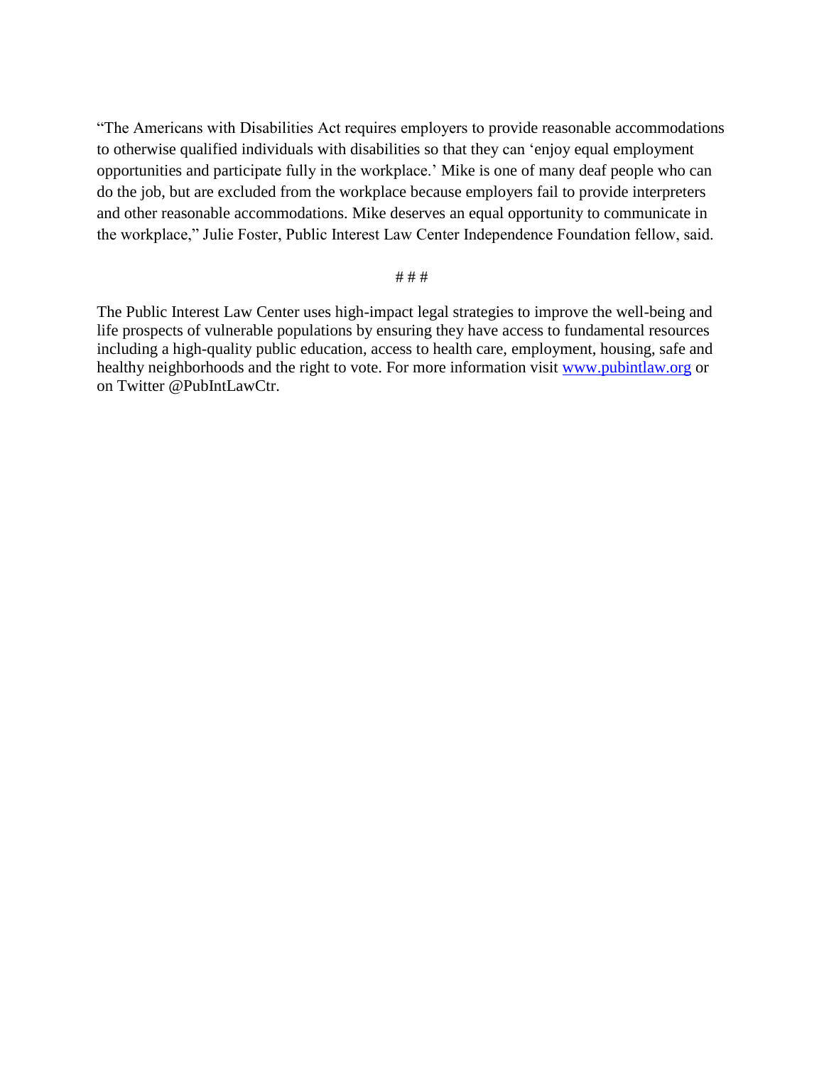"The Americans with Disabilities Act requires employers to provide reasonable accommodations to otherwise qualified individuals with disabilities so that they can 'enjoy equal employment opportunities and participate fully in the workplace.' Mike is one of many deaf people who can do the job, but are excluded from the workplace because employers fail to provide interpreters and other reasonable accommodations. Mike deserves an equal opportunity to communicate in the workplace," Julie Foster, Public Interest Law Center Independence Foundation fellow, said.

# # #

The Public Interest Law Center uses high-impact legal strategies to improve the well-being and life prospects of vulnerable populations by ensuring they have access to fundamental resources including a high-quality public education, access to health care, employment, housing, safe and healthy neighborhoods and the right to vote. For more information visit [www.pubintlaw.org](http://www.pubintlaw.org) or on Twitter @PubIntLawCtr.